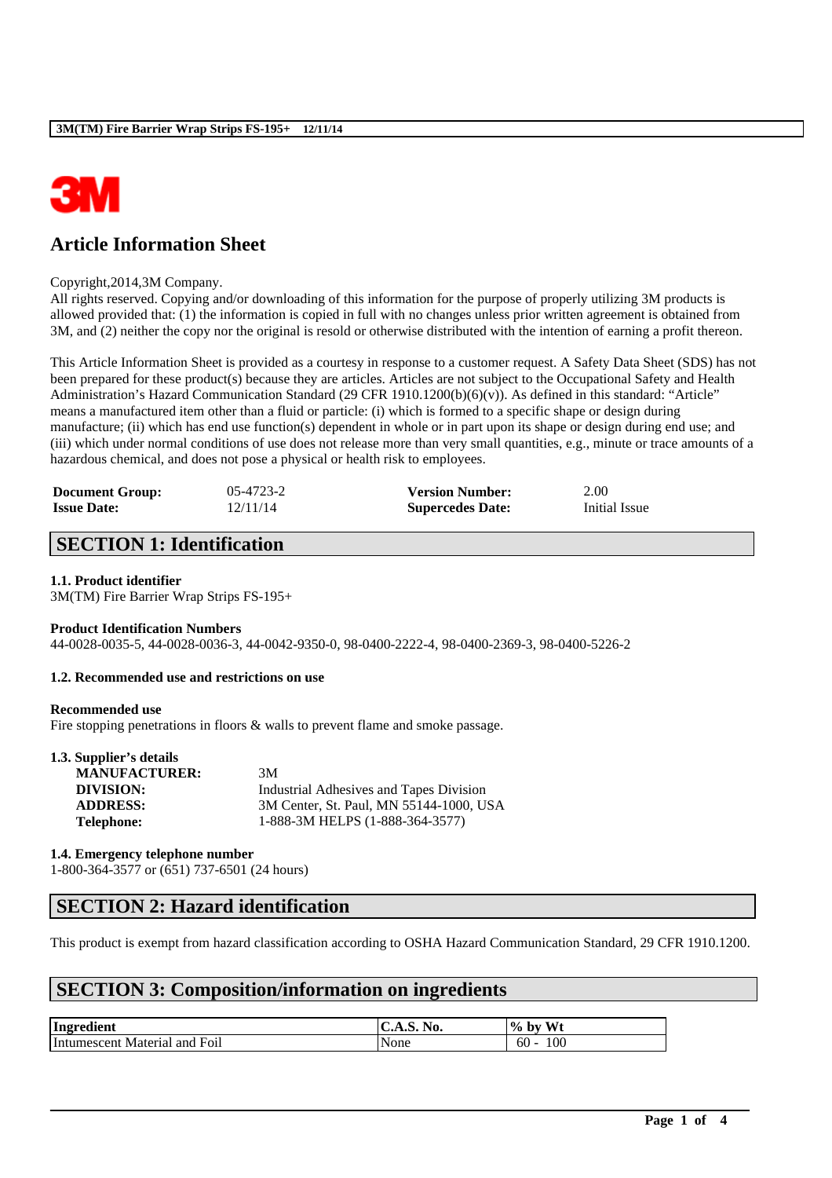# Article Information Sheet

Copyright,2014,3M Company.
All rights reserved. Copying and/or downloading of this information for the purpose of properly utilizing 3M products is allowed provided that: (1) the information is copied in full with no changes unless prior written agreement is obtained from 3M, and (2) neither the copy nor the original is resold or otherwise distributed with the intention of earning a profit thereon.

This Article Information Sheet is provided as a courtesy in response to a customer request. A Safety Data Sheet (SDS) has not been prepared for these product(s) because they are articles. Articles are not subject to the Occupational Safety and Health Administration's Hazard Communication Standard (29 CFR 1910.1200(b)(6)(v)). As defined in this standard: "Article" means a manufactured item other than a fluid or particle: (i) which is formed to a specific shape or design during manufacture; (ii) which has end use function(s) dependent in whole or in part upon its shape or design during end use; and (iii) which under normal conditions of use does not release more than very small quantities, e.g., minute or trace amounts of a hazardous chemical, and does not pose a physical or health risk to employees.

| | | | |
|---|---|---|---|
| **Document Group:** | 05-4723-2 | **Version Number:** | 2.00 |
| **Issue Date:** | 12/11/14 | **Supercedes Date:** | Initial Issue |

## SECTION 1: Identification

### 1.1. Product identifier

3M(TM) Fire Barrier Wrap Strips FS-195+

**Product Identification Numbers**
44-0028-0035-5, 44-0028-0036-3, 44-0042-9350-0, 98-0400-2222-4, 98-0400-2369-3, 98-0400-5226-2

### 1.2. Recommended use and restrictions on use

**Recommended use**
Fire stopping penetrations in floors & walls to prevent flame and smoke passage.

### 1.3. Supplier's details

| | |
|---|---|
| **MANUFACTURER:** | 3M |
| **DIVISION:** | Industrial Adhesives and Tapes Division |
| **ADDRESS:** | 3M Center, St. Paul, MN 55144-1000, USA |
| **Telephone:** | 1-888-3M HELPS (1-888-364-3577) |

### 1.4. Emergency telephone number

1-800-364-3577 or (651) 737-6501 (24 hours)

## SECTION 2: Hazard identification

This product is exempt from hazard classification according to OSHA Hazard Communication Standard, 29 CFR 1910.1200.

## SECTION 3: Composition/information on ingredients

| Ingredient | C.A.S. No. | % by Wt |
|---|---|---|
| Intumescent Material and Foil | None | 60 - 100 |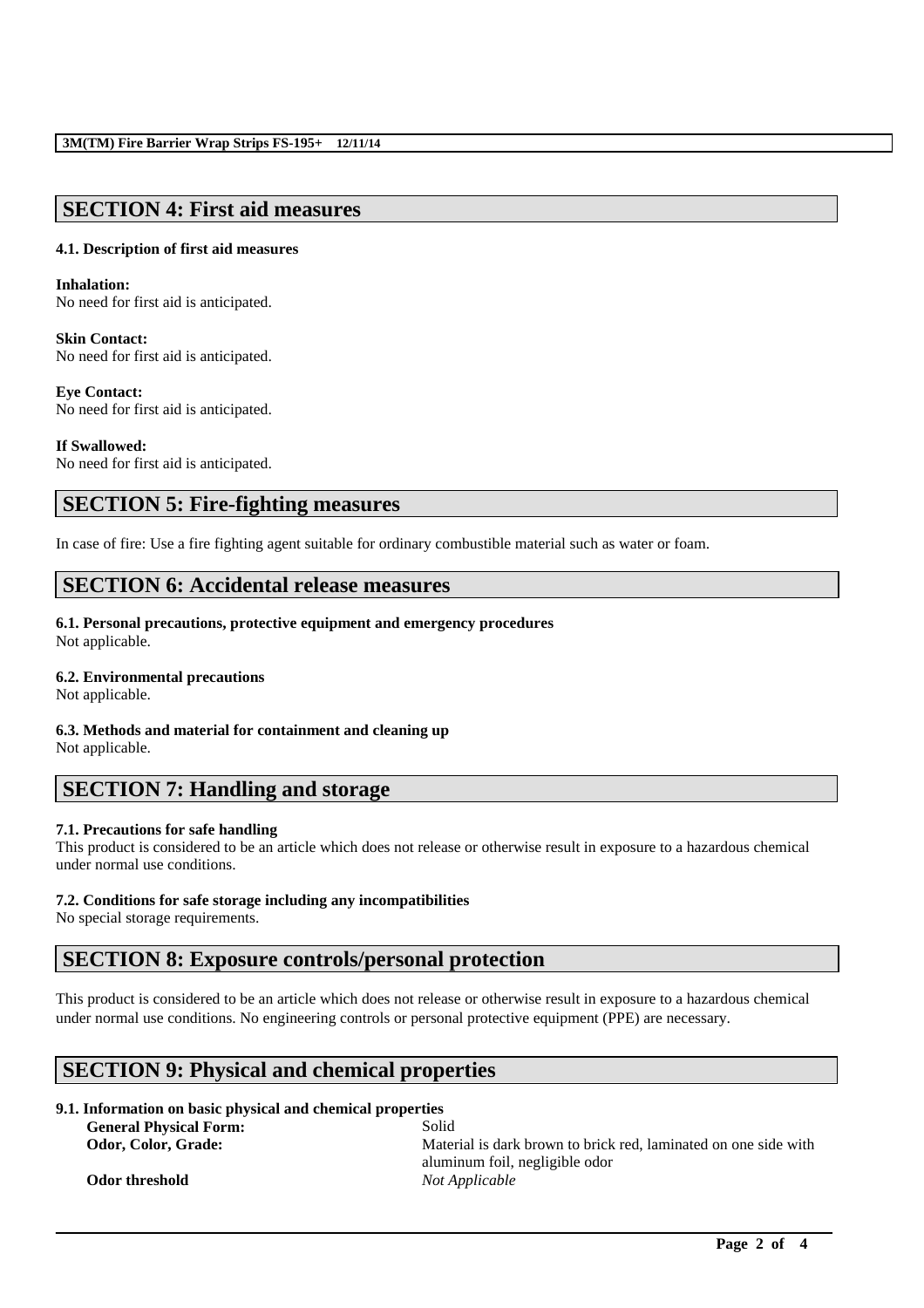## SECTION 4: First aid measures

### 4.1. Description of first aid measures

**Inhalation:**
No need for first aid is anticipated.

**Skin Contact:**
No need for first aid is anticipated.

**Eye Contact:**
No need for first aid is anticipated.

**If Swallowed:**
No need for first aid is anticipated.

## SECTION 5: Fire-fighting measures

In case of fire: Use a fire fighting agent suitable for ordinary combustible material such as water or foam.

## SECTION 6: Accidental release measures

### 6.1. Personal precautions, protective equipment and emergency procedures
Not applicable.

### 6.2. Environmental precautions
Not applicable.

### 6.3. Methods and material for containment and cleaning up
Not applicable.

## SECTION 7: Handling and storage

### 7.1. Precautions for safe handling
This product is considered to be an article which does not release or otherwise result in exposure to a hazardous chemical under normal use conditions.

### 7.2. Conditions for safe storage including any incompatibilities
No special storage requirements.

## SECTION 8: Exposure controls/personal protection

This product is considered to be an article which does not release or otherwise result in exposure to a hazardous chemical under normal use conditions. No engineering controls or personal protective equipment (PPE) are necessary.

## SECTION 9: Physical and chemical properties

### 9.1. Information on basic physical and chemical properties

| | |
|---|---|
| **General Physical Form:** | Solid |
| **Odor, Color, Grade:** | Material is dark brown to brick red, laminated on one side with aluminum foil, negligible odor |
| **Odor threshold** | *Not Applicable* |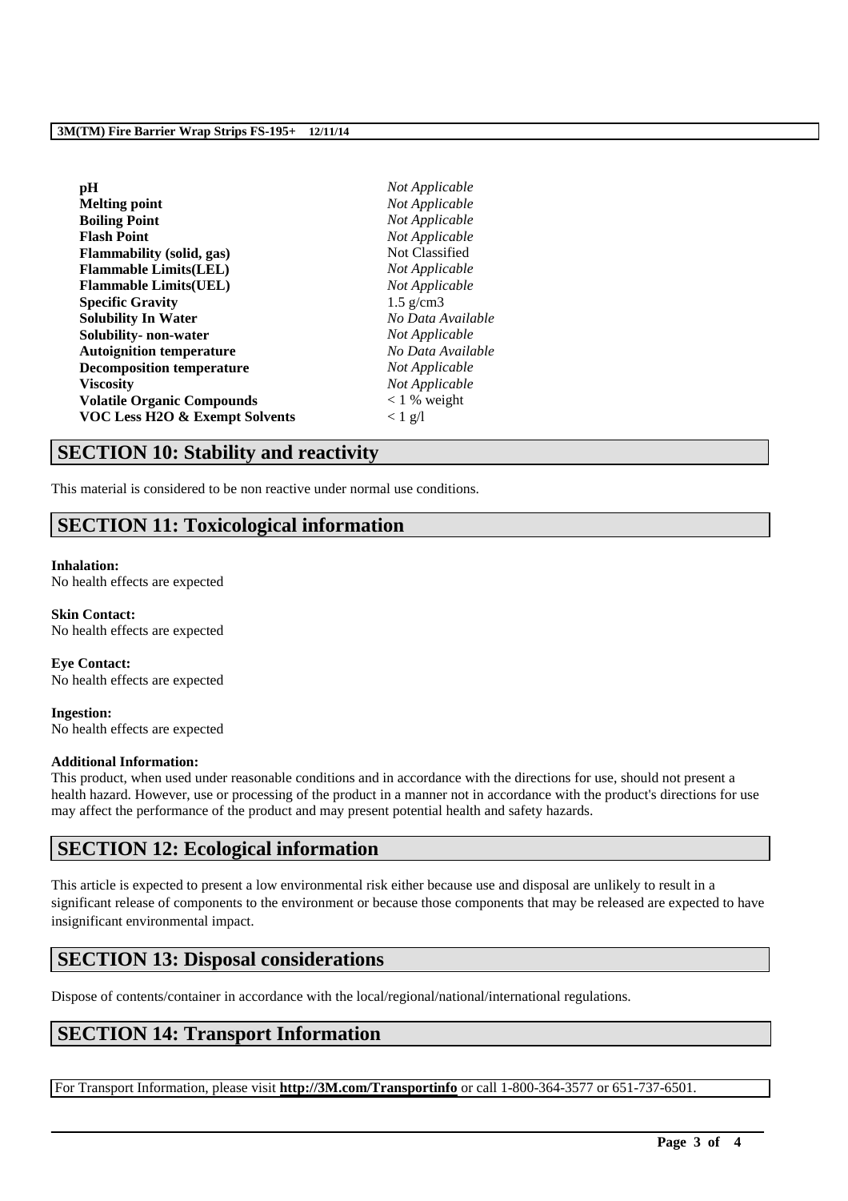| | |
|---|---|
| **pH** | *Not Applicable* |
| **Melting point** | *Not Applicable* |
| **Boiling Point** | *Not Applicable* |
| **Flash Point** | *Not Applicable* |
| **Flammability (solid, gas)** | Not Classified |
| **Flammable Limits(LEL)** | *Not Applicable* |
| **Flammable Limits(UEL)** | *Not Applicable* |
| **Specific Gravity** | 1.5 g/cm3 |
| **Solubility In Water** | *No Data Available* |
| **Solubility- non-water** | *Not Applicable* |
| **Autoignition temperature** | *No Data Available* |
| **Decomposition temperature** | *Not Applicable* |
| **Viscosity** | *Not Applicable* |
| **Volatile Organic Compounds** | < 1 % weight |
| **VOC Less $H_2O$ & Exempt Solvents** | < 1 g/l |

## SECTION 10: Stability and reactivity

This material is considered to be non reactive under normal use conditions.

## SECTION 11: Toxicological information

**Inhalation:**
No health effects are expected

**Skin Contact:**
No health effects are expected

**Eye Contact:**
No health effects are expected

**Ingestion:**
No health effects are expected

**Additional Information:**
This product, when used under reasonable conditions and in accordance with the directions for use, should not present a health hazard. However, use or processing of the product in a manner not in accordance with the product's directions for use may affect the performance of the product and may present potential health and safety hazards.

## SECTION 12: Ecological information

This article is expected to present a low environmental risk either because use and disposal are unlikely to result in a significant release of components to the environment or because those components that may be released are expected to have insignificant environmental impact.

## SECTION 13: Disposal considerations

Dispose of contents/container in accordance with the local/regional/national/international regulations.

## SECTION 14: Transport Information

For Transport Information, please visit **http://3M.com/Transportinfo** or call 1-800-364-3577 or 651-737-6501.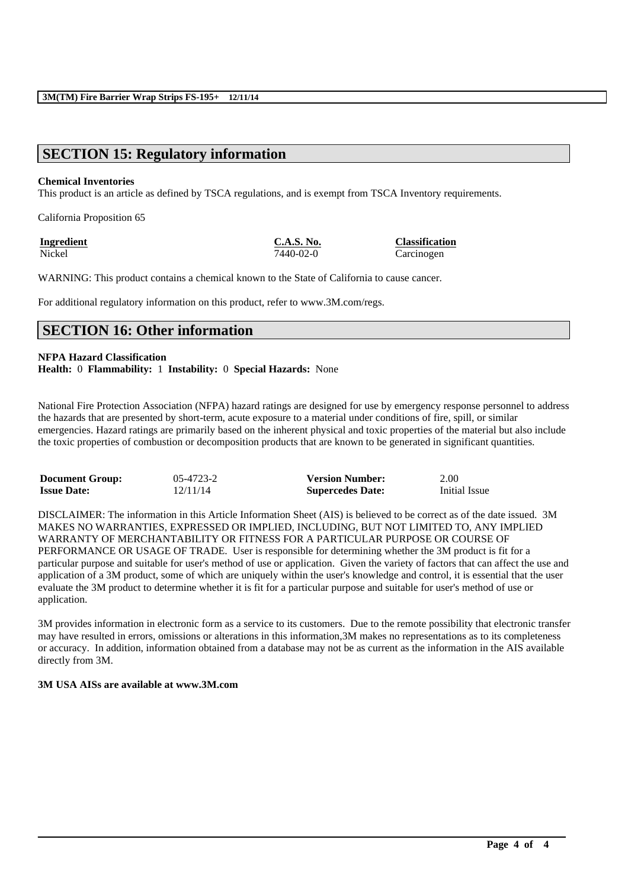## SECTION 15: Regulatory information

**Chemical Inventories**

This product is an article as defined by TSCA regulations, and is exempt from TSCA Inventory requirements.

California Proposition 65

| Ingredient | C.A.S. No. | Classification |
|---|---|---|
| Nickel | 7440-02-0 | Carcinogen |

WARNING: This product contains a chemical known to the State of California to cause cancer.

For additional regulatory information on this product, refer to www.3M.com/regs.

## SECTION 16: Other information

**NFPA Hazard Classification**

**Health:** 0 **Flammability:** 1 **Instability:** 0 **Special Hazards:** None

National Fire Protection Association (NFPA) hazard ratings are designed for use by emergency response personnel to address the hazards that are presented by short-term, acute exposure to a material under conditions of fire, spill, or similar emergencies. Hazard ratings are primarily based on the inherent physical and toxic properties of the material but also include the toxic properties of combustion or decomposition products that are known to be generated in significant quantities.

| | | | |
|---|---|---|---|
| **Document Group:** | 05-4723-2 | **Version Number:** | 2.00 |
| **Issue Date:** | 12/11/14 | **Supercedes Date:** | Initial Issue |

DISCLAIMER: The information in this Article Information Sheet (AIS) is believed to be correct as of the date issued. 3M MAKES NO WARRANTIES, EXPRESSED OR IMPLIED, INCLUDING, BUT NOT LIMITED TO, ANY IMPLIED WARRANTY OF MERCHANTABILITY OR FITNESS FOR A PARTICULAR PURPOSE OR COURSE OF PERFORMANCE OR USAGE OF TRADE. User is responsible for determining whether the 3M product is fit for a particular purpose and suitable for user's method of use or application. Given the variety of factors that can affect the use and application of a 3M product, some of which are uniquely within the user's knowledge and control, it is essential that the user evaluate the 3M product to determine whether it is fit for a particular purpose and suitable for user's method of use or application.

3M provides information in electronic form as a service to its customers. Due to the remote possibility that electronic transfer may have resulted in errors, omissions or alterations in this information,3M makes no representations as to its completeness or accuracy. In addition, information obtained from a database may not be as current as the information in the AIS available directly from 3M.

**3M USA AISs are available at www.3M.com**